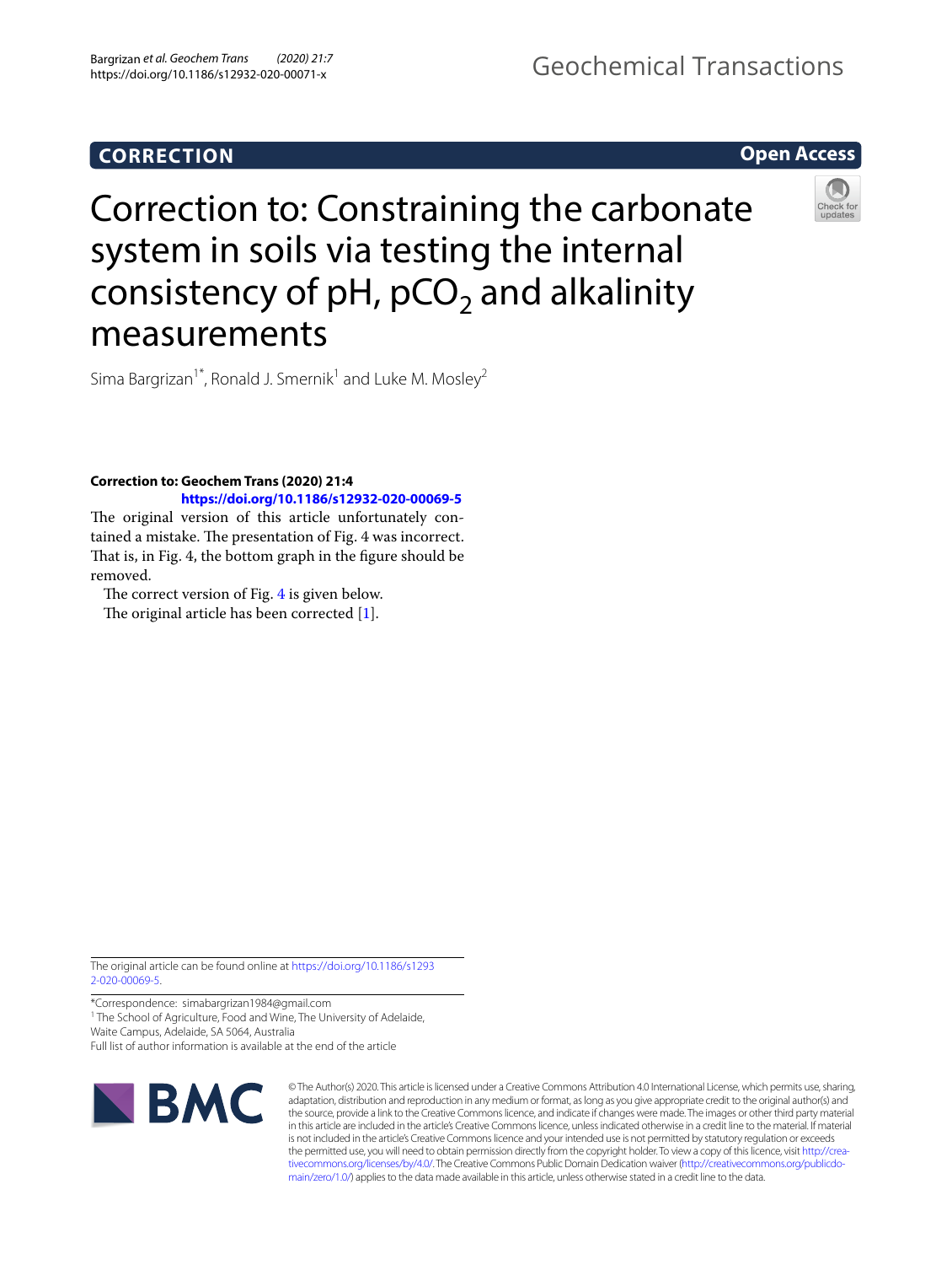**CORRECTION** **Open Access**

# Correction to: Constraining the carbonate system in soils via testing the internal consistency of pH, $pCO_2$ and alkalinity measurements

Sima Bargrizan[1*], Ronald J. Smernik[1] and Luke M. Mosley[2]

**Correction to: Geochem Trans (2020) 21:4**
**https://doi.org/10.1186/s12932-020-00069-5**

The original version of this article unfortunately contained a mistake. The presentation of Fig. 4 was incorrect. That is, in Fig. 4, the bottom graph in the figure should be removed.

The correct version of Fig. 4 is given below.

The original article has been corrected [1].

The original article can be found online at https://doi.org/10.1186/s12932-020-00069-5.

*Correspondence: simabargrizan1984@gmail.com
[1] The School of Agriculture, Food and Wine, The University of Adelaide, Waite Campus, Adelaide, SA 5064, Australia
Full list of author information is available at the end of the article

© The Author(s) 2020. This article is licensed under a Creative Commons Attribution 4.0 International License, which permits use, sharing, adaptation, distribution and reproduction in any medium or format, as long as you give appropriate credit to the original author(s) and the source, provide a link to the Creative Commons licence, and indicate if changes were made. The images or other third party material in this article are included in the article's Creative Commons licence, unless indicated otherwise in a credit line to the material. If material is not included in the article's Creative Commons licence and your intended use is not permitted by statutory regulation or exceeds the permitted use, you will need to obtain permission directly from the copyright holder. To view a copy of this licence, visit http://creativecommons.org/licenses/by/4.0/. The Creative Commons Public Domain Dedication waiver (http://creativecommons.org/publicdomain/zero/1.0/) applies to the data made available in this article, unless otherwise stated in a credit line to the data.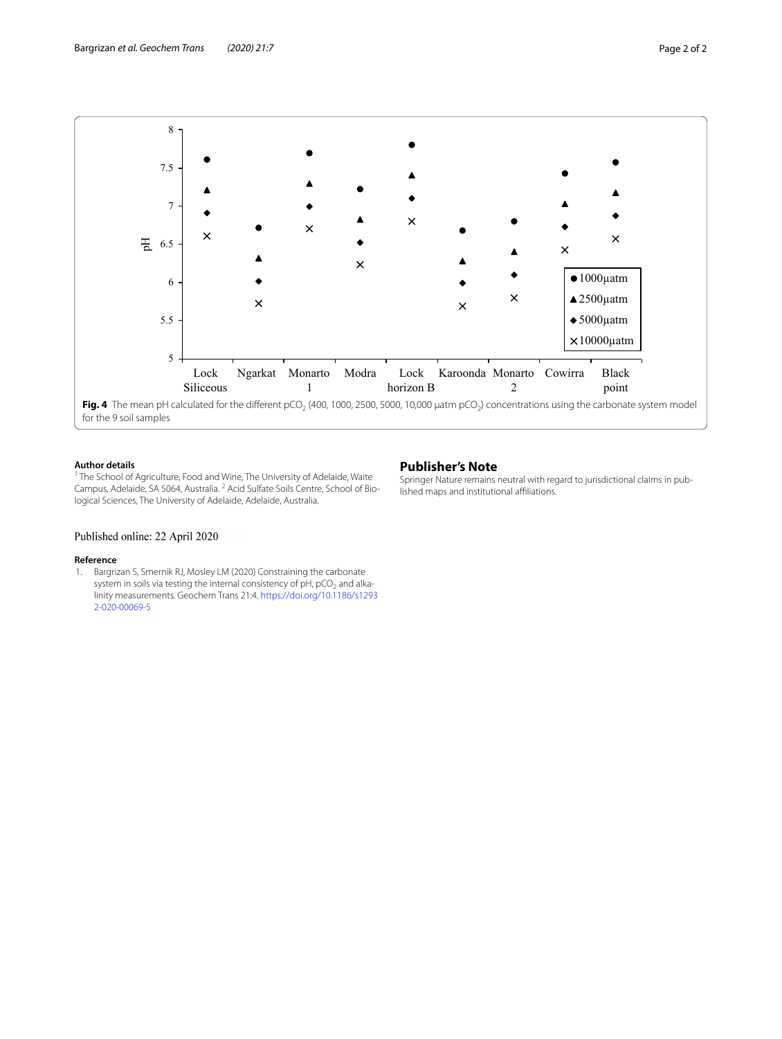8
7.5
7
6.5
6
5.5
5
pH

Lock Siliceous
Ngarkat
Monarto 1
Modra
Lock horizon B
Karoonda
Monarto 2
Cowirra
Black point

●1000µatm
▲2500µatm
◆5000µatm
×10000µatm

**Fig. 4** The mean pH calculated for the different $pCO_2$ (400, 1000, 2500, 5000, 10,000 µatm $pCO_2$) concentrations using the carbonate system model for the 9 soil samples

#### Author details

[1] The School of Agriculture, Food and Wine, The University of Adelaide, Waite Campus, Adelaide, SA 5064, Australia. [2] Acid Sulfate Soils Centre, School of Biological Sciences, The University of Adelaide, Adelaide, Australia.

Published online: 22 April 2020

#### Reference

1. Bargrizan S, Smernik RJ, Mosley LM (2020) Constraining the carbonate system in soils via testing the internal consistency of pH, $pCO_2$ and alkalinity measurements. Geochem Trans 21:4. https://doi.org/10.1186/s12932-020-00069-5

## Publisher's Note

Springer Nature remains neutral with regard to jurisdictional claims in published maps and institutional affiliations.